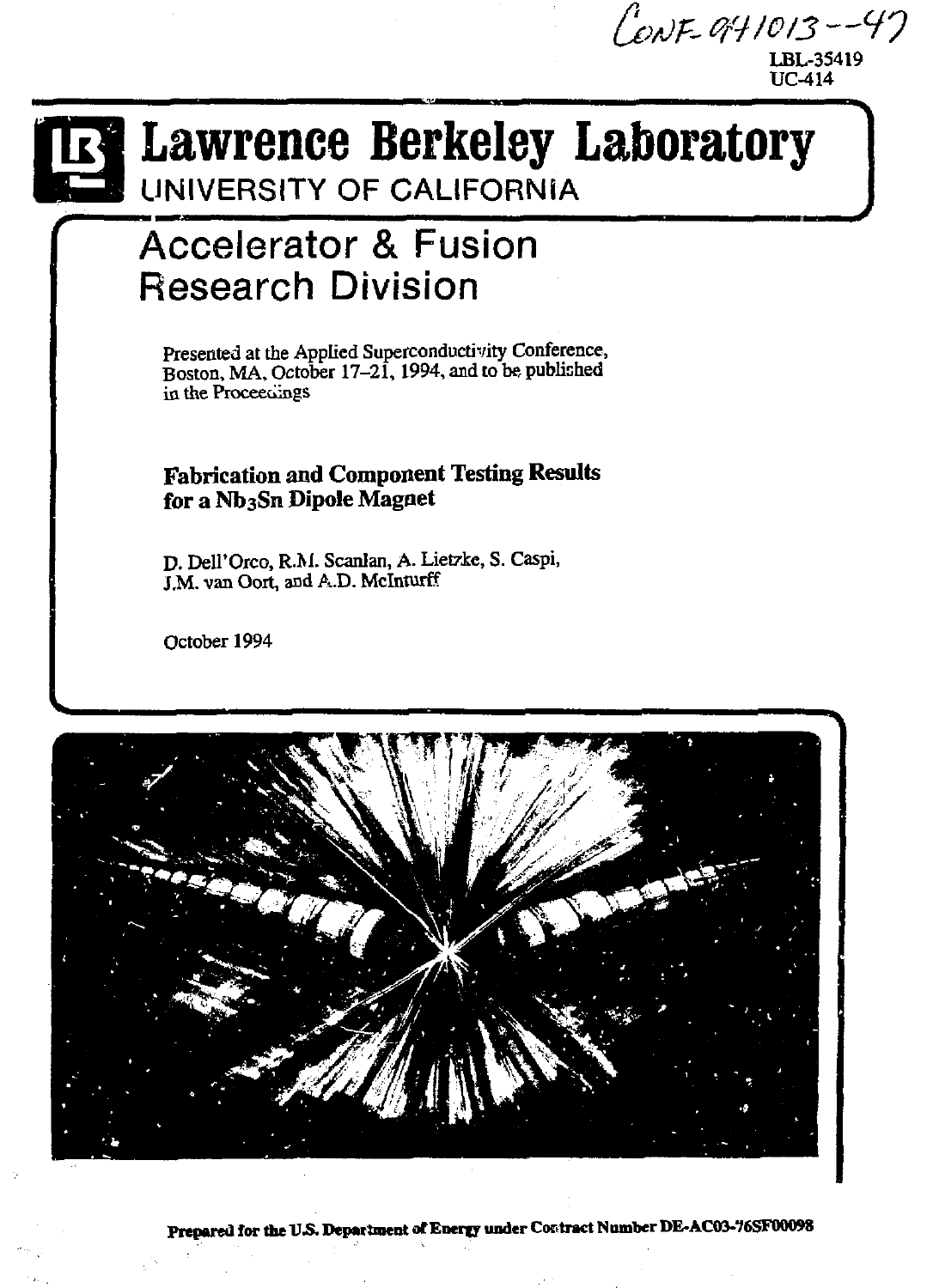CONF-941013--47

LBL-35419
UC-414

# Lawrence Berkeley Laboratory

UNIVERSITY OF CALIFORNIA

## Accelerator & Fusion Research Division

Presented at the Applied Superconductivity Conference, Boston, MA, October 17–21, 1994, and to be published in the Proceedings

**Fabrication and Component Testing Results for a $Nb_3Sn$ Dipole Magnet**

D. Dell'Orco, R.M. Scanlan, A. Lietzke, S. Caspi, J.M. van Oort, and A.D. McInturff

October 1994

**Prepared for the U.S. Department of Energy under Contract Number DE-AC03-76SF00098**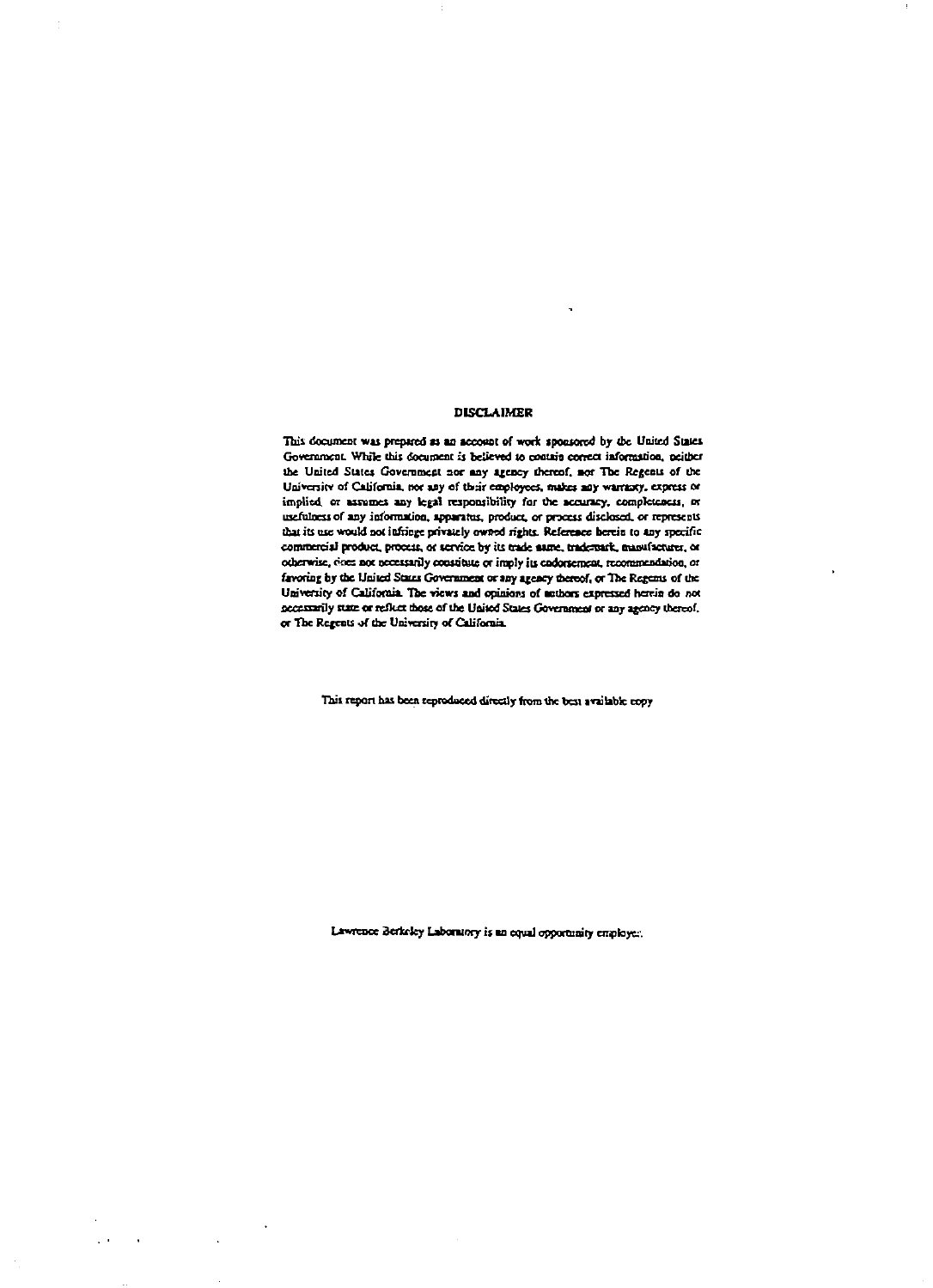## DISCLAIMER

This document was prepared as an account of work sponsored by the United States Government. While this document is believed to contain correct information, neither the United States Government nor any agency thereof, nor The Regents of the University of California, nor any of their employees, makes any warranty, express or implied, or assumes any legal responsibility for the accuracy, completeness, or usefulness of any information, apparatus, product, or process disclosed, or represents that its use would not infringe privately owned rights. Reference herein to any specific commercial product, process, or service by its trade name, trademark, manufacturer, or otherwise, does not necessarily constitute or imply its endorsement, recommendation, or favoring by the United States Government or any agency thereof, or The Regents of the University of California. The views and opinions of authors expressed herein do not necessarily state or reflect those of the United States Government or any agency thereof, or The Regents of the University of California.

This report has been reproduced directly from the best available copy

Lawrence Berkeley Laboratory is an equal opportunity employer.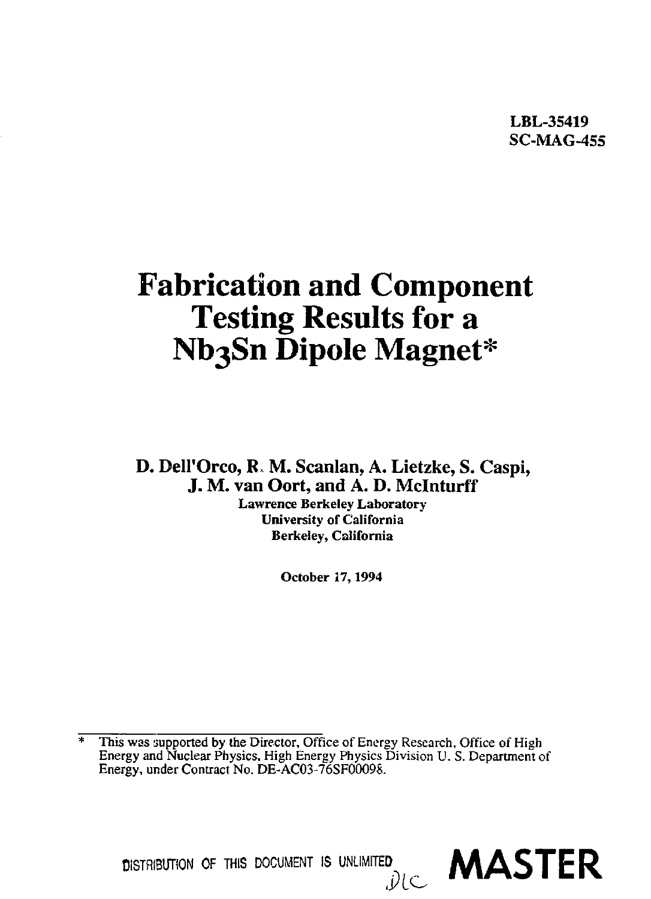LBL-35419
SC-MAG-455

# Fabrication and Component Testing Results for a $Nb_3Sn$ Dipole Magnet*

**D. Dell'Orco, R. M. Scanlan, A. Lietzke, S. Caspi, J. M. van Oort, and A. D. McInturff**

Lawrence Berkeley Laboratory
University of California
Berkeley, California

October 17, 1994

\* This was supported by the Director, Office of Energy Research, Office of High Energy and Nuclear Physics, High Energy Physics Division U. S. Department of Energy, under Contract No. DE-AC03-76SF00098.

DISTRIBUTION OF THIS DOCUMENT IS UNLIMITED

**MASTER**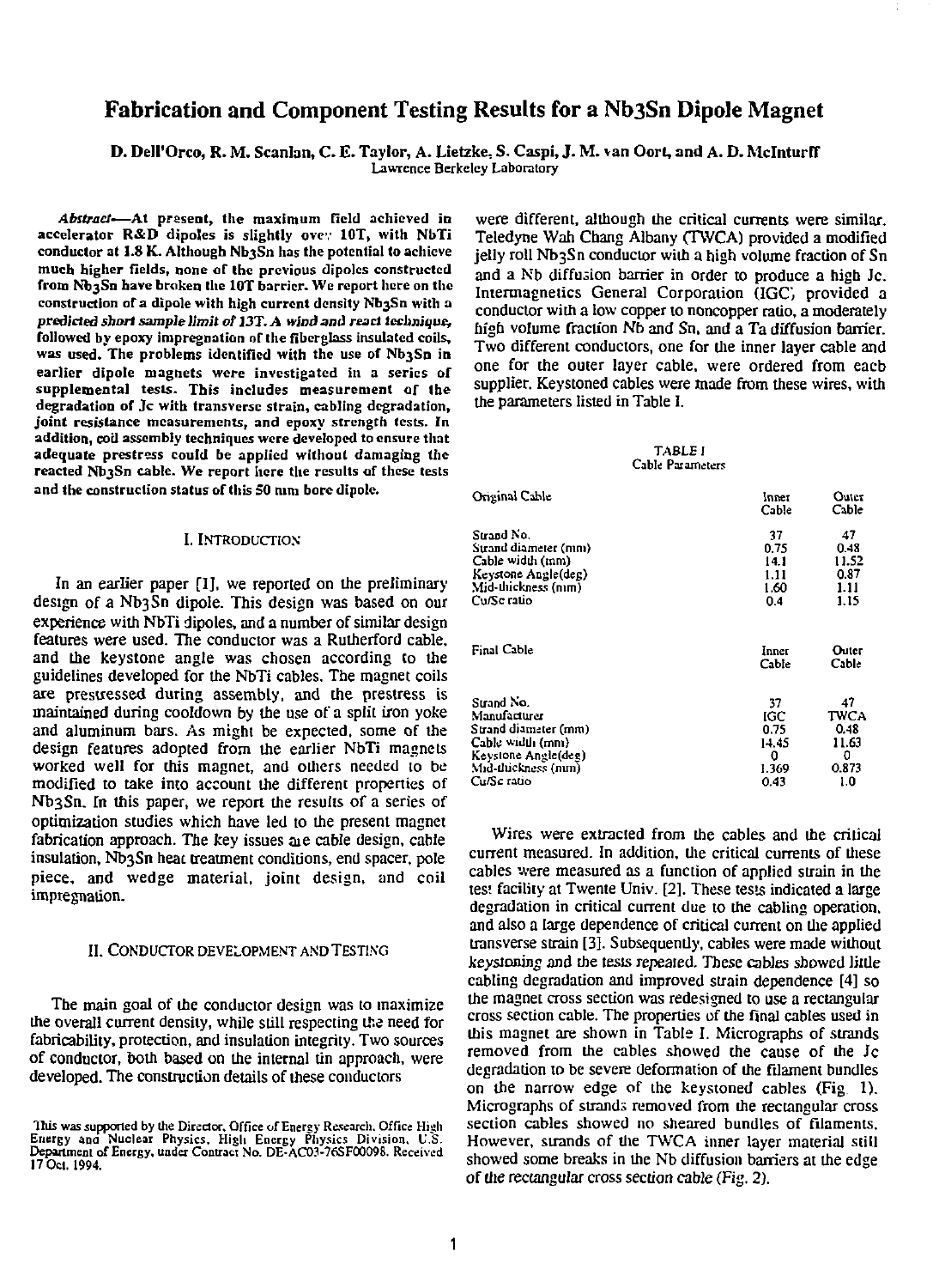# Fabrication and Component Testing Results for a Nb3Sn Dipole Magnet

D. Dell'Orco, R. M. Scanlan, C. E. Taylor, A. Lietzke, S. Caspi, J. M. van Oort, and A. D. McInturff
Lawrence Berkeley Laboratory

***Abstract*—At present, the maximum field achieved in accelerator R&D dipoles is slightly over 10T, with NbTi conductor at 1.8 K. Although $Nb_3Sn$ has the potential to achieve much higher fields, none of the previous dipoles constructed from $Nb_3Sn$ have broken the 10T barrier. We report here on the construction of a dipole with high current density $Nb_3Sn$ with a *predicted short sample limit of 13T*. A *wind and react technique*, followed by epoxy impregnation of the fiberglass insulated coils, was used. The problems identified with the use of $Nb_3Sn$ in earlier dipole magnets were investigated in a series of supplemental tests. This includes measurement of the degradation of Jc with transverse strain, cabling degradation, joint resistance measurements, and epoxy strength tests. In addition, coil assembly techniques were developed to ensure that adequate prestress could be applied without damaging the reacted $Nb_3Sn$ cable. We report here the results of these tests and the construction status of this 50 mm bore dipole.**

## I. Introduction

In an earlier paper [1], we reported on the preliminary design of a $Nb_3Sn$ dipole. This design was based on our experience with NbTi dipoles, and a number of similar design features were used. The conductor was a Rutherford cable, and the keystone angle was chosen according to the guidelines developed for the NbTi cables. The magnet coils are prestressed during assembly, and the prestress is maintained during cooldown by the use of a split iron yoke and aluminum bars. As might be expected, some of the design features adopted from the earlier NbTi magnets worked well for this magnet, and others needed to be modified to take into account the different properties of $Nb_3Sn$. In this paper, we report the results of a series of optimization studies which have led to the present magnet fabrication approach. The key issues are cable design, cable insulation, $Nb_3Sn$ heat treatment conditions, end spacer, pole piece, and wedge material, joint design, and coil impregnation.

## II. Conductor Development and Testing

The main goal of the conductor design was to maximize the overall current density, while still respecting the need for fabricability, protection, and insulation integrity. Two sources of conductor, both based on the internal tin approach, were developed. The construction details of these conductors were different, although the critical currents were similar. Teledyne Wah Chang Albany (TWCA) provided a modified jelly roll $Nb_3Sn$ conductor with a high volume fraction of Sn and a Nb diffusion barrier in order to produce a high Jc. Intermagnetics General Corporation (IGC) provided a conductor with a low copper to noncopper ratio, a moderately high volume fraction Nb and Sn, and a Ta diffusion barrier. Two different conductors, one for the inner layer cable and one for the outer layer cable, were ordered from each supplier. Keystoned cables were made from these wires, with the parameters listed in Table I.

TABLE I
Cable Parameters

| Original Cable | Inner Cable | Outer Cable |
|---|---|---|
| Strand No. | 37 | 47 |
| Strand diameter (mm) | 0.75 | 0.48 |
| Cable width (mm) | 14.1 | 11.52 |
| Keystone Angle(deg) | 1.11 | 0.87 |
| Mid-thickness (mm) | 1.60 | 1.11 |
| Cu/Sc ratio | 0.4 | 1.15 |

| Final Cable | Inner Cable | Outer Cable |
|---|---|---|
| Strand No. | 37 | 47 |
| Manufacturer | IGC | TWCA |
| Strand diameter (mm) | 0.75 | 0.48 |
| Cable width (mm) | 14.45 | 11.63 |
| Keystone Angle(deg) | 0 | 0 |
| Mid-thickness (mm) | 1.369 | 0.873 |
| Cu/Sc ratio | 0.43 | 1.0 |

Wires were extracted from the cables and the critical current measured. In addition, the critical currents of these cables were measured as a function of applied strain in the test facility at Twente Univ. [2]. These tests indicated a large degradation in critical current due to the cabling operation, and also a large dependence of critical current on the applied transverse strain [3]. Subsequently, cables were made without keystoning and the tests repeated. These cables showed little cabling degradation and improved strain dependence [4] so the magnet cross section was redesigned to use a rectangular cross section cable. The properties of the final cables used in this magnet are shown in Table I. Micrographs of strands removed from the cables showed the cause of the Jc degradation to be severe deformation of the filament bundles on the narrow edge of the keystoned cables (Fig. 1). Micrographs of strands removed from the rectangular cross section cables showed no sheared bundles of filaments. However, strands of the TWCA inner layer material still showed some breaks in the Nb diffusion barriers at the edge of the rectangular cross section cable (Fig. 2).

This was supported by the Director, Office of Energy Research, Office High Energy and Nuclear Physics, High Energy Physics Division, U.S. Department of Energy, under Contract No. DE-AC03-76SF00098. Received 17 Oct. 1994.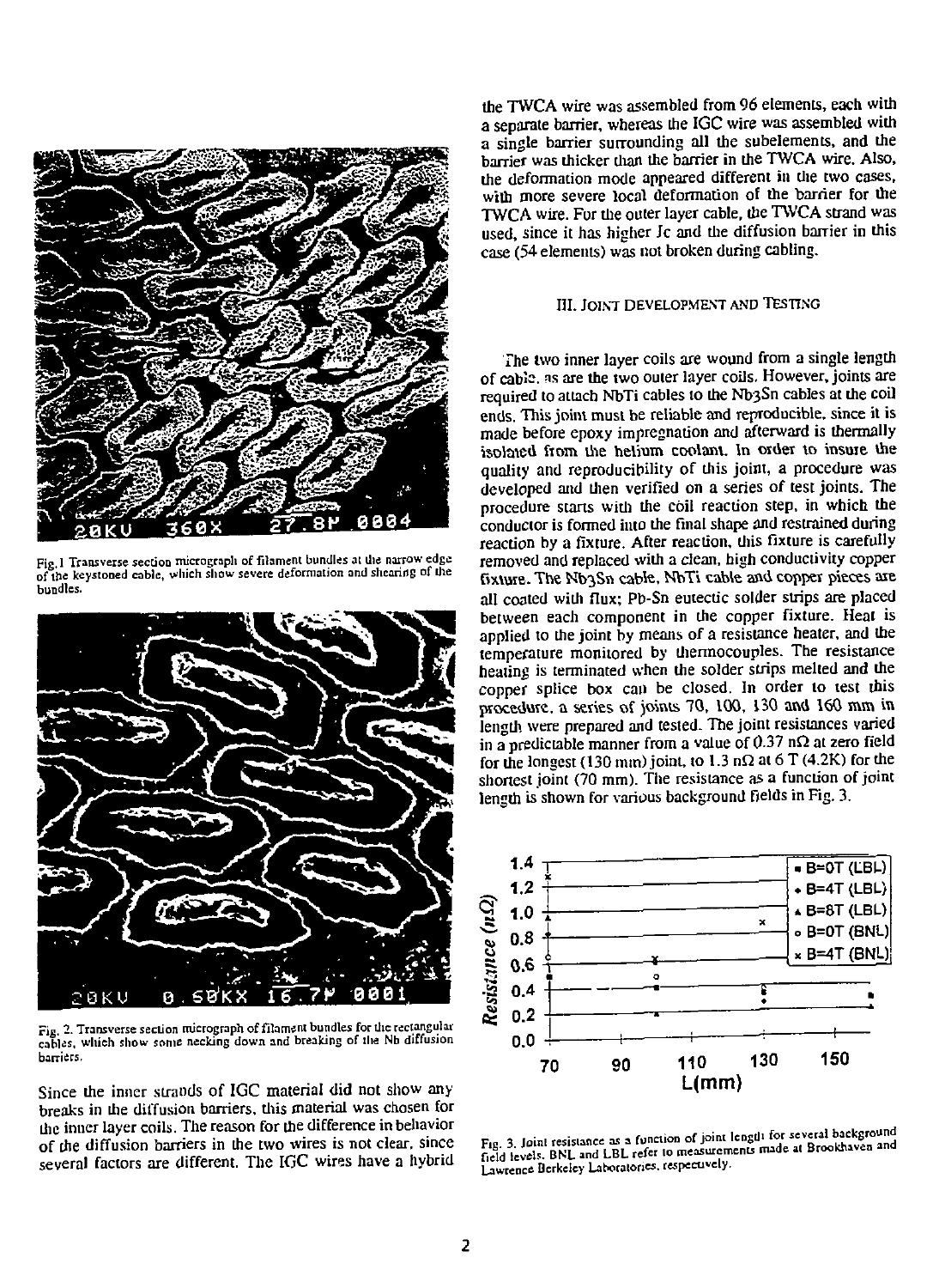Fig. 1 Transverse section micrograph of filament bundles at the narrow edge of the keystoned cable, which show severe deformation and shearing of the bundles.

Fig. 2. Transverse section micrograph of filament bundles for the rectangular cables, which show some necking down and breaking of the Nb diffusion barriers.

Since the inner strands of IGC material did not show any breaks in the diffusion barriers, this material was chosen for the inner layer coils. The reason for the difference in behavior of the diffusion barriers in the two wires is not clear, since several factors are different. The IGC wires have a hybrid the TWCA wire was assembled from 96 elements, each with a separate barrier, whereas the IGC wire was assembled with a single barrier surrounding all the subelements, and the barrier was thicker than the barrier in the TWCA wire. Also, the deformation mode appeared different in the two cases, with more severe local deformation of the barrier for the TWCA wire. For the outer layer cable, the TWCA strand was used, since it has higher Jc and the diffusion barrier in this case (54 elements) was not broken during cabling.

## III. Joint Development and Testing

The two inner layer coils are wound from a single length of cable, as are the two outer layer coils. However, joints are required to attach NbTi cables to the $Nb_3Sn$ cables at the coil ends. This joint must be reliable and reproducible, since it is made before epoxy impregnation and afterward is thermally isolated from the helium coolant. In order to insure the quality and reproducibility of this joint, a procedure was developed and then verified on a series of test joints. The procedure starts with the coil reaction step, in which the conductor is formed into the final shape and restrained during reaction by a fixture. After reaction, this fixture is carefully removed and replaced with a clean, high conductivity copper fixture. The $Nb_3Sn$ cable, NbTi cable and copper pieces are all coated with flux; Pb-Sn eutectic solder strips are placed between each component in the copper fixture. Heat is applied to the joint by means of a resistance heater, and the temperature monitored by thermocouples. The resistance heating is terminated when the solder strips melted and the copper splice box can be closed. In order to test this procedure, a series of joints 70, 100, 130 and 160 mm in length were prepared and tested. The joint resistances varied in a predictable manner from a value of 0.37 nΩ at zero field for the longest (130 mm) joint, to 1.3 nΩ at 6 T (4.2K) for the shortest joint (70 mm). The resistance as a function of joint length is shown for various background fields in Fig. 3.

Fig. 3. Joint resistance as a function of joint length for several background field levels. BNL and LBL refer to measurements made at Brookhaven and Lawrence Berkeley Laboratories, respectively.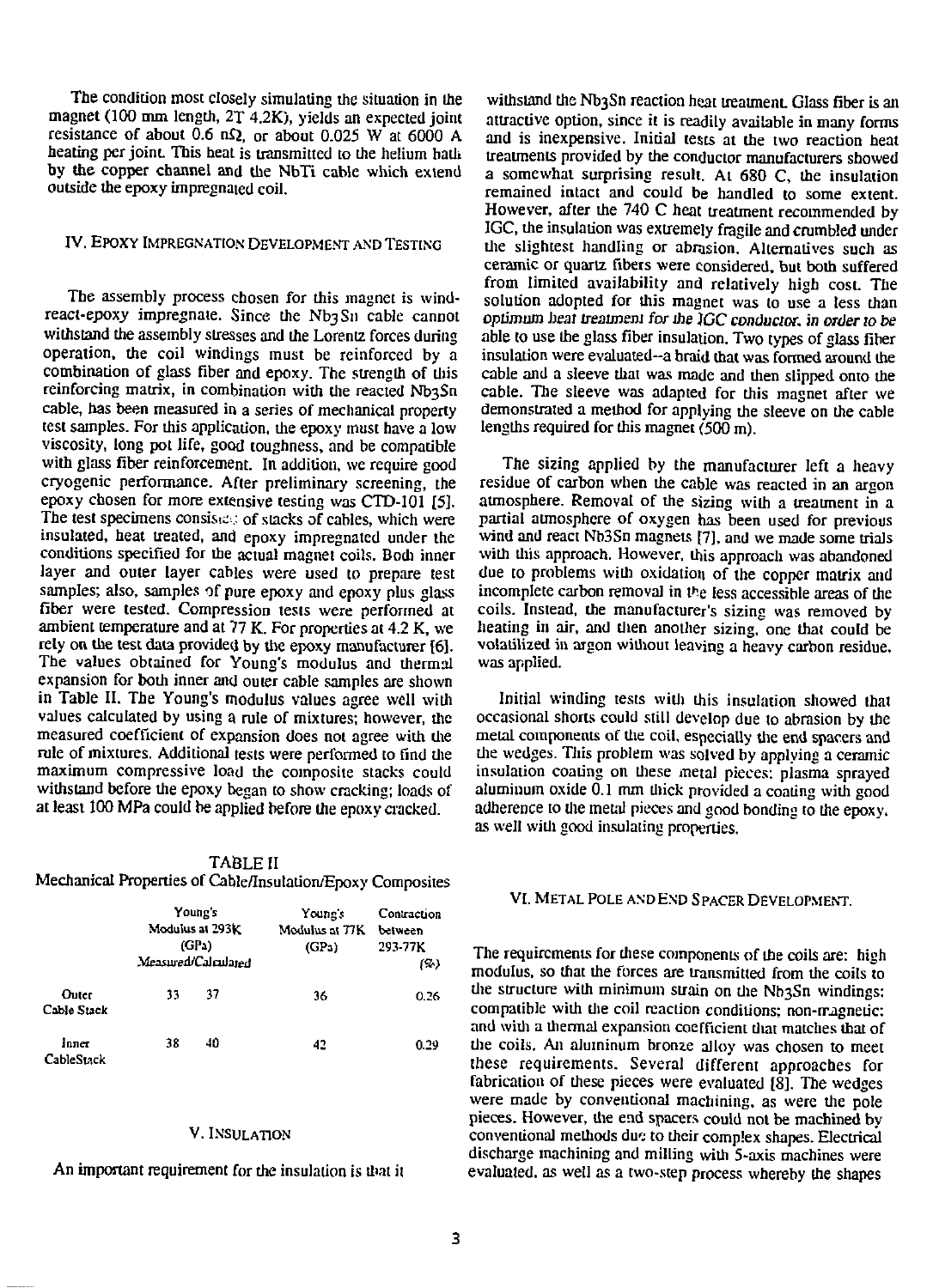The condition most closely simulating the situation in the magnet (100 mm length, 2T 4.2K), yields an expected joint resistance of about 0.6 nΩ, or about 0.025 W at 6000 A heating per joint. This heat is transmitted to the helium bath by the copper channel and the NbTi cable which extend outside the epoxy impregnated coil.

## IV. Epoxy Impregnation Development and Testing

The assembly process chosen for this magnet is wind-react-epoxy impregnate. Since the $Nb_3Sn$ cable cannot withstand the assembly stresses and the Lorentz forces during operation, the coil windings must be reinforced by a combination of glass fiber and epoxy. The strength of this reinforcing matrix, in combination with the reacted $Nb_3Sn$ cable, has been measured in a series of mechanical property test samples. For this application, the epoxy must have a low viscosity, long pot life, good toughness, and be compatible with glass fiber reinforcement. In addition, we require good cryogenic performance. After preliminary screening, the epoxy chosen for more extensive testing was CTD-101 [5]. The test specimens consisted of stacks of cables, which were insulated, heat treated, and epoxy impregnated under the conditions specified for the actual magnet coils. Both inner layer and outer layer cables were used to prepare test samples; also, samples of pure epoxy and epoxy plus glass fiber were tested. Compression tests were performed at ambient temperature and at 77 K. For properties at 4.2 K, we rely on the test data provided by the epoxy manufacturer [6]. The values obtained for Young's modulus and thermal expansion for both inner and outer cable samples are shown in Table II. The Young's modulus values agree well with values calculated by using a rule of mixtures; however, the measured coefficient of expansion does not agree with the rule of mixtures. Additional tests were performed to find the maximum compressive load the composite stacks could withstand before the epoxy began to show cracking; loads of at least 100 MPa could be applied before the epoxy cracked.

TABLE II
Mechanical Properties of Cable/Insulation/Epoxy Composites

| | Young's Modulus at 293K (GPa) Measured/Calculated | | Young's Modulus at 77K (GPa) | Contraction between 293-77K (%) |
|---|---|---|---|---|
| Outer Cable Stack | 33 | 37 | 36 | 0.26 |
| Inner CableStack | 38 | 40 | 42 | 0.29 |

## V. Insulation

An important requirement for the insulation is that it withstand the $Nb_3Sn$ reaction heat treatment. Glass fiber is an attractive option, since it is readily available in many forms and is inexpensive. Initial tests at the two reaction heat treatments provided by the conductor manufacturers showed a somewhat surprising result. At 680 C, the insulation remained intact and could be handled to some extent. However, after the 740 C heat treatment recommended by IGC, the insulation was extremely fragile and crumbled under the slightest handling or abrasion. Alternatives such as ceramic or quartz fibers were considered, but both suffered from limited availability and relatively high cost. The solution adopted for this magnet was to use a less than *optimum heat treatment for the IGC conductor, in order to be* able to use the glass fiber insulation. Two types of glass fiber insulation were evaluated--a braid that was formed around the cable and a sleeve that was made and then slipped onto the cable. The sleeve was adapted for this magnet after we demonstrated a method for applying the sleeve on the cable lengths required for this magnet (500 m).

The sizing applied by the manufacturer left a heavy residue of carbon when the cable was reacted in an argon atmosphere. Removal of the sizing with a treatment in a partial atmosphere of oxygen has been used for previous wind and react Nb3Sn magnets [7], and we made some trials with this approach. However, this approach was abandoned due to problems with oxidation of the copper matrix and incomplete carbon removal in the less accessible areas of the coils. Instead, the manufacturer's sizing was removed by heating in air, and then another sizing, one that could be volatilized in argon without leaving a heavy carbon residue, was applied.

Initial winding tests with this insulation showed that occasional shorts could still develop due to abrasion by the metal components of the coil, especially the end spacers and the wedges. This problem was solved by applying a ceramic insulation coating on these metal pieces: plasma sprayed aluminum oxide 0.1 mm thick provided a coating with good adherence to the metal pieces and good bonding to the epoxy, as well with good insulating properties.

## VI. Metal Pole and End Spacer Development.

The requirements for these components of the coils are: high modulus, so that the forces are transmitted from the coils to the structure with minimum strain on the $Nb_3Sn$ windings; compatible with the coil reaction conditions; non-magnetic; and with a thermal expansion coefficient that matches that of the coils. An aluminum bronze alloy was chosen to meet these requirements. Several different approaches for fabrication of these pieces were evaluated [8]. The wedges were made by conventional machining, as were the pole pieces. However, the end spacers could not be machined by conventional methods due to their complex shapes. Electrical discharge machining and milling with 5-axis machines were evaluated, as well as a two-step process whereby the shapes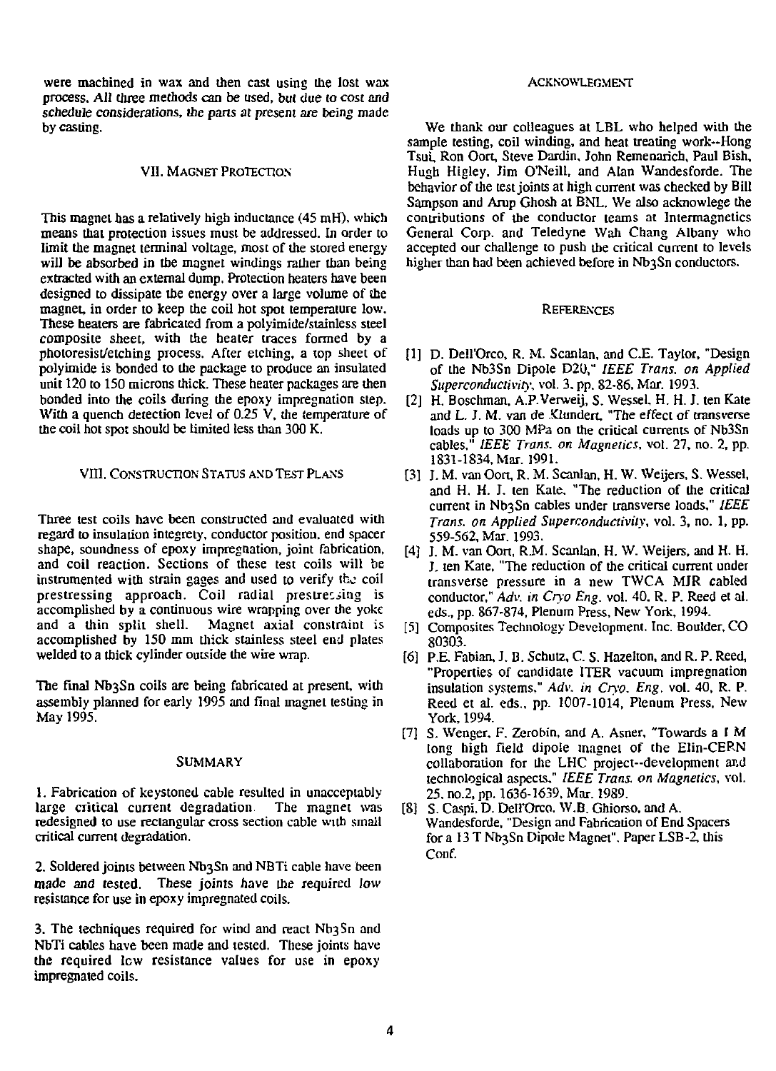were machined in wax and then cast using the lost wax process. All three methods can be used, but due to cost and schedule considerations, the parts at present are being made by casting.

## VII. Magnet Protection

This magnet has a relatively high inductance (45 mH), which means that protection issues must be addressed. In order to limit the magnet terminal voltage, most of the stored energy will be absorbed in the magnet windings rather than being extracted with an external dump. Protection heaters have been designed to dissipate the energy over a large volume of the magnet, in order to keep the coil hot spot temperature low. These heaters are fabricated from a polyimide/stainless steel composite sheet, with the heater traces formed by a photoresist/etching process. After etching, a top sheet of polyimide is bonded to the package to produce an insulated unit 120 to 150 microns thick. These heater packages are then bonded into the coils during the epoxy impregnation step. With a quench detection level of 0.25 V, the temperature of the coil hot spot should be limited less than 300 K.

## VIII. Construction Status and Test Plans

Three test coils have been constructed and evaluated with regard to insulation integrety, conductor position, end spacer shape, soundness of epoxy impregnation, joint fabrication, and coil reaction. Sections of these test coils will be instrumented with strain gages and used to verify the coil prestressing approach. Coil radial prestressing is accomplished by a continuous wire wrapping over the yoke and a thin split shell. Magnet axial constraint is accomplished by 150 mm thick stainless steel end plates welded to a thick cylinder outside the wire wrap.

The final $Nb_3Sn$ coils are being fabricated at present, with assembly planned for early 1995 and final magnet testing in May 1995.

## Summary

1. Fabrication of keystoned cable resulted in unacceptably large critical current degradation. The magnet was redesigned to use rectangular cross section cable with small critical current degradation.

2. Soldered joints between $Nb_3Sn$ and NBTi cable have been made and tested. These joints have the required low resistance for use in epoxy impregnated coils.

3. The techniques required for wind and react $Nb_3Sn$ and NbTi cables have been made and tested. These joints have the required low resistance values for use in epoxy impregnated coils.

## Acknowlegment

We thank our colleagues at LBL who helped with the sample testing, coil winding, and heat treating work--Hong Tsui, Ron Oort, Steve Dardin, John Remenarich, Paul Bish, Hugh Higley, Jim O'Neill, and Alan Wandesforde. The behavior of the test joints at high current was checked by Bill Sampson and Arup Ghosh at BNL. We also acknowlege the contributions of the conductor teams at Intermagnetics General Corp. and Teledyne Wah Chang Albany who accepted our challenge to push the critical current to levels higher than had been achieved before in $Nb_3Sn$ conductors.

## References

[1] D. Dell'Orco, R. M. Scanlan, and C.E. Taylor, "Design of the Nb3Sn Dipole D20," *IEEE Trans. on Applied Superconductivity*, vol. 3, pp. 82-86, Mar. 1993.

[2] H. Boschman, A.P. Verweij, S. Wessel, H. H. J. ten Kate and L. J. M. van de Klundert, "The effect of transverse loads up to 300 MPa on the critical currents of Nb3Sn cables," *IEEE Trans. on Magnetics*, vol. 27, no. 2, pp. 1831-1834, Mar. 1991.

[3] J. M. van Oort, R. M. Scanlan, H. W. Weijers, S. Wessel, and H. H. J. ten Kate, "The reduction of the critical current in $Nb_3Sn$ cables under transverse loads," *IEEE Trans. on Applied Superconductivity*, vol. 3, no. 1, pp. 559-562, Mar. 1993.

[4] J. M. van Oort, R.M. Scanlan, H. W. Weijers, and H. H. J. ten Kate, "The reduction of the critical current under transverse pressure in a new TWCA MJR cabled conductor," *Adv. in Cryo Eng.* vol. 40, R. P. Reed et al. eds., pp. 867-874, Plenum Press, New York, 1994.

[5] Composites Technology Development, Inc. Boulder, CO 80303.

[6] P.E. Fabian, J. B. Schutz, C. S. Hazelton, and R. P. Reed, "Properties of candidate ITER vacuum impregnation insulation systems," *Adv. in Cryo. Eng.* vol. 40, R. P. Reed et al. eds., pp. 1007-1014, Plenum Press, New York, 1994.

[7] S. Wenger, F. Zerobin, and A. Asner, "Towards a 1 M long high field dipole magnet of the Elin-CERN collaboration for the LHC project--development and technological aspects," *IEEE Trans. on Magnetics*, vol. 25, no.2, pp. 1636-1639, Mar. 1989.

[8] S. Caspi, D. Dell'Orco, W.B. Ghiorso, and A. Wandesforde, "Design and Fabrication of End Spacers for a 13 T $Nb_3Sn$ Dipole Magnet", Paper LSB-2, this Conf.